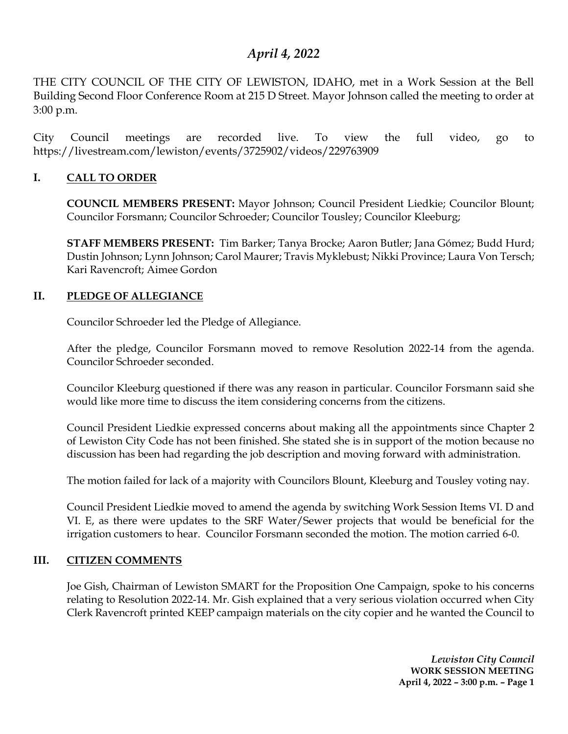# *April 4, 2022*

THE CITY COUNCIL OF THE CITY OF LEWISTON, IDAHO, met in a Work Session at the Bell Building Second Floor Conference Room at 215 D Street. Mayor Johnson called the meeting to order at 3:00 p.m.

City Council meetings are recorded live. To view the full video, go to https://livestream.com/lewiston/events/3725902/videos/229763909

## I. CALL TO ORDER

**COUNCIL MEMBERS PRESENT:** Mayor Johnson; Council President Liedkie; Councilor Blount; Councilor Forsmann; Councilor Schroeder; Councilor Tousley; Councilor Kleeburg;

**STAFF MEMBERS PRESENT:** Tim Barker; Tanya Brocke; Aaron Butler; Jana Gómez; Budd Hurd; Dustin Johnson; Lynn Johnson; Carol Maurer; Travis Myklebust; Nikki Province; Laura Von Tersch; Kari Ravencroft; Aimee Gordon

## II. PLEDGE OF ALLEGIANCE

Councilor Schroeder led the Pledge of Allegiance.

After the pledge, Councilor Forsmann moved to remove Resolution 2022-14 from the agenda. Councilor Schroeder seconded.

Councilor Kleeburg questioned if there was any reason in particular. Councilor Forsmann said she would like more time to discuss the item considering concerns from the citizens.

Council President Liedkie expressed concerns about making all the appointments since Chapter 2 of Lewiston City Code has not been finished. She stated she is in support of the motion because no discussion has been had regarding the job description and moving forward with administration.

The motion failed for lack of a majority with Councilors Blount, Kleeburg and Tousley voting nay.

Council President Liedkie moved to amend the agenda by switching Work Session Items VI. D and VI. E, as there were updates to the SRF Water/Sewer projects that would be beneficial for the irrigation customers to hear. Councilor Forsmann seconded the motion. The motion carried 6-0.

## III. CITIZEN COMMENTS

Joe Gish, Chairman of Lewiston SMART for the Proposition One Campaign, spoke to his concerns relating to Resolution 2022-14. Mr. Gish explained that a very serious violation occurred when City Clerk Ravencroft printed KEEP campaign materials on the city copier and he wanted the Council to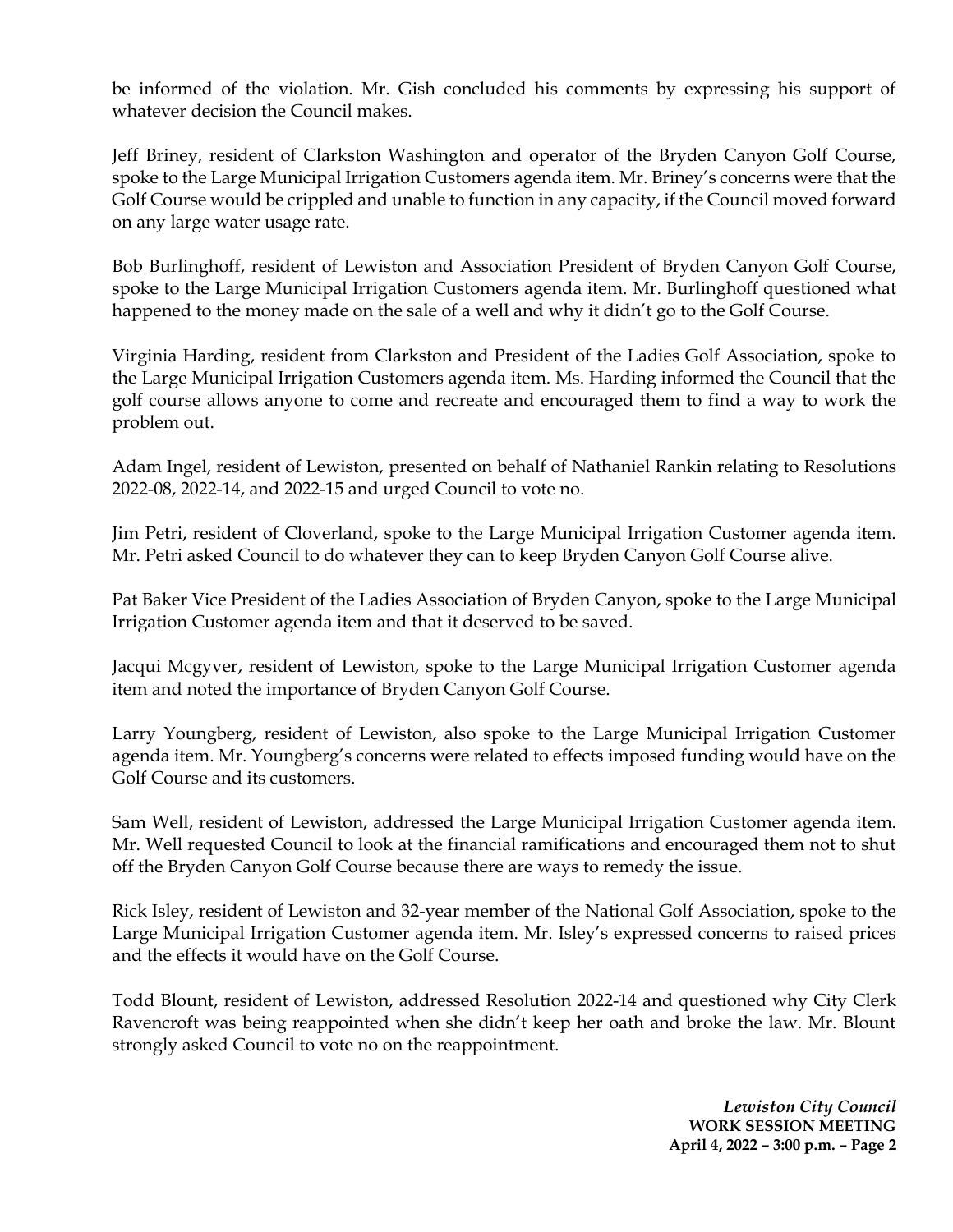be informed of the violation. Mr. Gish concluded his comments by expressing his support of whatever decision the Council makes.

Jeff Briney, resident of Clarkston Washington and operator of the Bryden Canyon Golf Course, spoke to the Large Municipal Irrigation Customers agenda item. Mr. Briney's concerns were that the Golf Course would be crippled and unable to function in any capacity, if the Council moved forward on any large water usage rate.

Bob Burlinghoff, resident of Lewiston and Association President of Bryden Canyon Golf Course, spoke to the Large Municipal Irrigation Customers agenda item. Mr. Burlinghoff questioned what happened to the money made on the sale of a well and why it didn't go to the Golf Course.

Virginia Harding, resident from Clarkston and President of the Ladies Golf Association, spoke to the Large Municipal Irrigation Customers agenda item. Ms. Harding informed the Council that the golf course allows anyone to come and recreate and encouraged them to find a way to work the problem out.

Adam Ingel, resident of Lewiston, presented on behalf of Nathaniel Rankin relating to Resolutions 2022-08, 2022-14, and 2022-15 and urged Council to vote no.

Jim Petri, resident of Cloverland, spoke to the Large Municipal Irrigation Customer agenda item. Mr. Petri asked Council to do whatever they can to keep Bryden Canyon Golf Course alive.

Pat Baker Vice President of the Ladies Association of Bryden Canyon, spoke to the Large Municipal Irrigation Customer agenda item and that it deserved to be saved.

Jacqui Mcgyver, resident of Lewiston, spoke to the Large Municipal Irrigation Customer agenda item and noted the importance of Bryden Canyon Golf Course.

Larry Youngberg, resident of Lewiston, also spoke to the Large Municipal Irrigation Customer agenda item. Mr. Youngberg's concerns were related to effects imposed funding would have on the Golf Course and its customers.

Sam Well, resident of Lewiston, addressed the Large Municipal Irrigation Customer agenda item. Mr. Well requested Council to look at the financial ramifications and encouraged them not to shut off the Bryden Canyon Golf Course because there are ways to remedy the issue.

Rick Isley, resident of Lewiston and 32-year member of the National Golf Association, spoke to the Large Municipal Irrigation Customer agenda item. Mr. Isley's expressed concerns to raised prices and the effects it would have on the Golf Course.

Todd Blount, resident of Lewiston, addressed Resolution 2022-14 and questioned why City Clerk Ravencroft was being reappointed when she didn't keep her oath and broke the law. Mr. Blount strongly asked Council to vote no on the reappointment.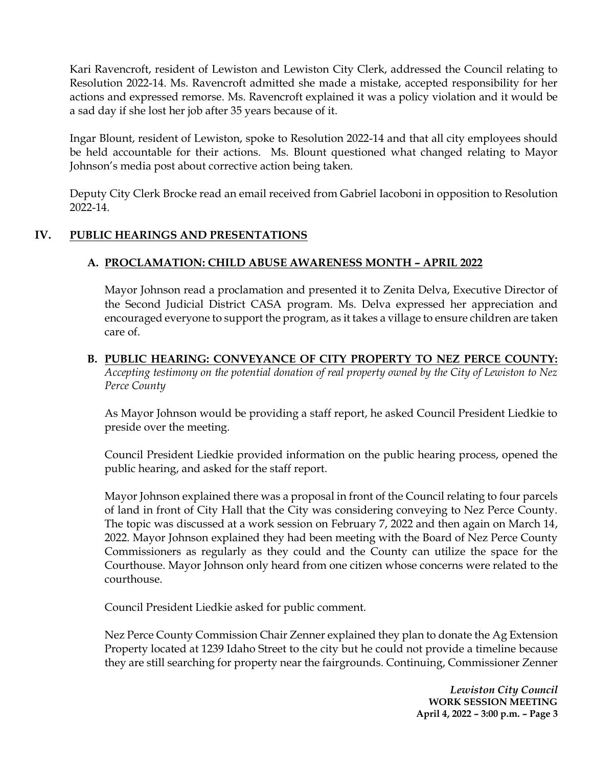Kari Ravencroft, resident of Lewiston and Lewiston City Clerk, addressed the Council relating to Resolution 2022-14. Ms. Ravencroft admitted she made a mistake, accepted responsibility for her actions and expressed remorse. Ms. Ravencroft explained it was a policy violation and it would be a sad day if she lost her job after 35 years because of it.

Ingar Blount, resident of Lewiston, spoke to Resolution 2022-14 and that all city employees should be held accountable for their actions. Ms. Blount questioned what changed relating to Mayor Johnson's media post about corrective action being taken.

Deputy City Clerk Brocke read an email received from Gabriel Iacoboni in opposition to Resolution 2022-14.

## IV. PUBLIC HEARINGS AND PRESENTATIONS

### A. PROCLAMATION: CHILD ABUSE AWARENESS MONTH – APRIL 2022

Mayor Johnson read a proclamation and presented it to Zenita Delva, Executive Director of the Second Judicial District CASA program. Ms. Delva expressed her appreciation and encouraged everyone to support the program, as it takes a village to ensure children are taken care of.

### B. PUBLIC HEARING: CONVEYANCE OF CITY PROPERTY TO NEZ PERCE COUNTY:

*Accepting testimony on the potential donation of real property owned by the City of Lewiston to Nez Perce County*

As Mayor Johnson would be providing a staff report, he asked Council President Liedkie to preside over the meeting.

Council President Liedkie provided information on the public hearing process, opened the public hearing, and asked for the staff report.

Mayor Johnson explained there was a proposal in front of the Council relating to four parcels of land in front of City Hall that the City was considering conveying to Nez Perce County. The topic was discussed at a work session on February 7, 2022 and then again on March 14, 2022. Mayor Johnson explained they had been meeting with the Board of Nez Perce County Commissioners as regularly as they could and the County can utilize the space for the Courthouse. Mayor Johnson only heard from one citizen whose concerns were related to the courthouse.

Council President Liedkie asked for public comment.

Nez Perce County Commission Chair Zenner explained they plan to donate the Ag Extension Property located at 1239 Idaho Street to the city but he could not provide a timeline because they are still searching for property near the fairgrounds. Continuing, Commissioner Zenner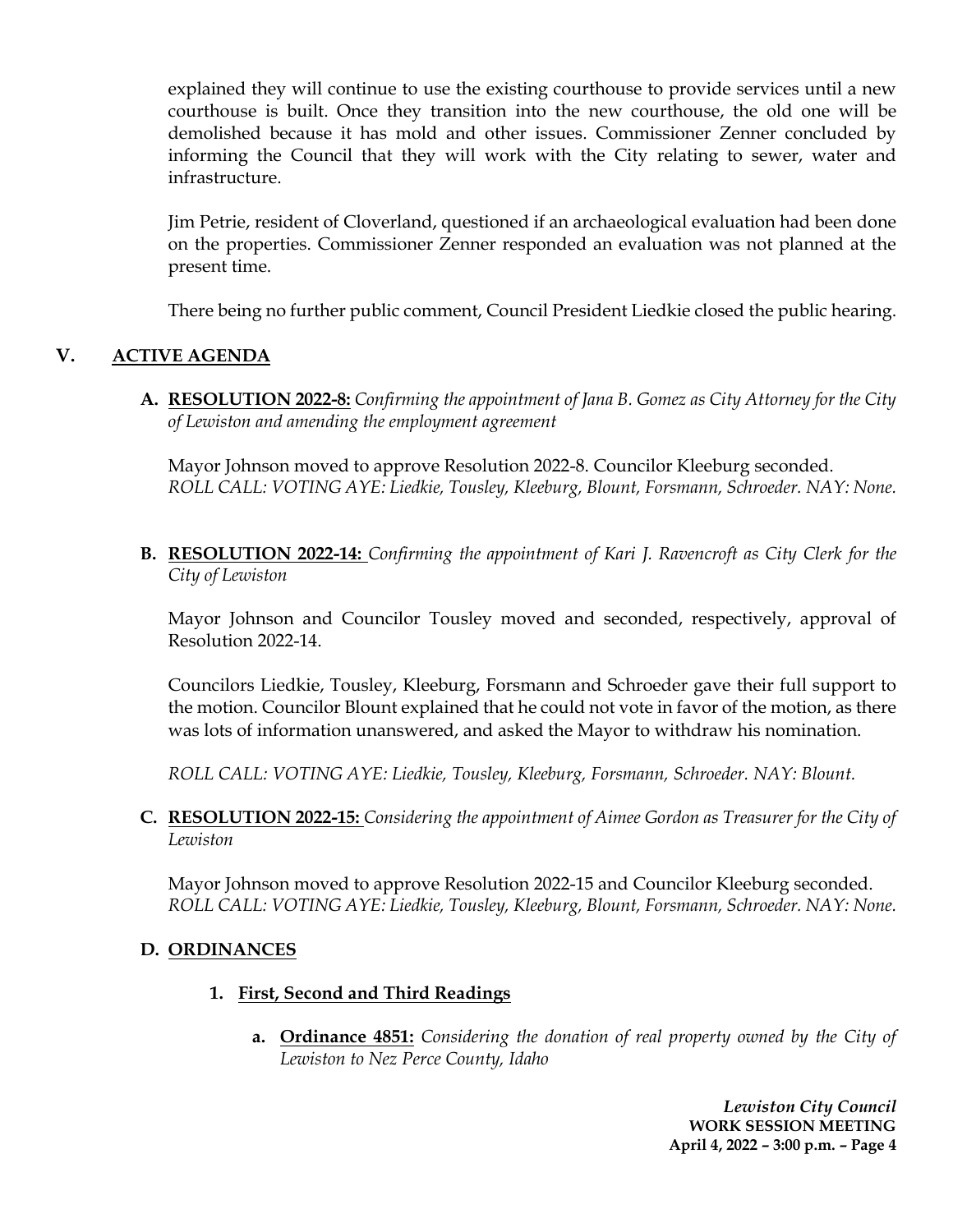explained they will continue to use the existing courthouse to provide services until a new courthouse is built. Once they transition into the new courthouse, the old one will be demolished because it has mold and other issues. Commissioner Zenner concluded by informing the Council that they will work with the City relating to sewer, water and infrastructure.

Jim Petrie, resident of Cloverland, questioned if an archaeological evaluation had been done on the properties. Commissioner Zenner responded an evaluation was not planned at the present time.

There being no further public comment, Council President Liedkie closed the public hearing.

## V. ACTIVE AGENDA

**A. RESOLUTION 2022-8:** *Confirming the appointment of Jana B. Gomez as City Attorney for the City of Lewiston and amending the employment agreement*

Mayor Johnson moved to approve Resolution 2022-8. Councilor Kleeburg seconded.
*ROLL CALL: VOTING AYE: Liedkie, Tousley, Kleeburg, Blount, Forsmann, Schroeder. NAY: None.*

**B. RESOLUTION 2022-14:** *Confirming the appointment of Kari J. Ravencroft as City Clerk for the City of Lewiston*

Mayor Johnson and Councilor Tousley moved and seconded, respectively, approval of Resolution 2022-14.

Councilors Liedkie, Tousley, Kleeburg, Forsmann and Schroeder gave their full support to the motion. Councilor Blount explained that he could not vote in favor of the motion, as there was lots of information unanswered, and asked the Mayor to withdraw his nomination.

*ROLL CALL: VOTING AYE: Liedkie, Tousley, Kleeburg, Forsmann, Schroeder. NAY: Blount.*

**C. RESOLUTION 2022-15:** *Considering the appointment of Aimee Gordon as Treasurer for the City of Lewiston*

Mayor Johnson moved to approve Resolution 2022-15 and Councilor Kleeburg seconded.
*ROLL CALL: VOTING AYE: Liedkie, Tousley, Kleeburg, Blount, Forsmann, Schroeder. NAY: None.*

**D. ORDINANCES**

**1. First, Second and Third Readings**

**a. Ordinance 4851:** *Considering the donation of real property owned by the City of Lewiston to Nez Perce County, Idaho*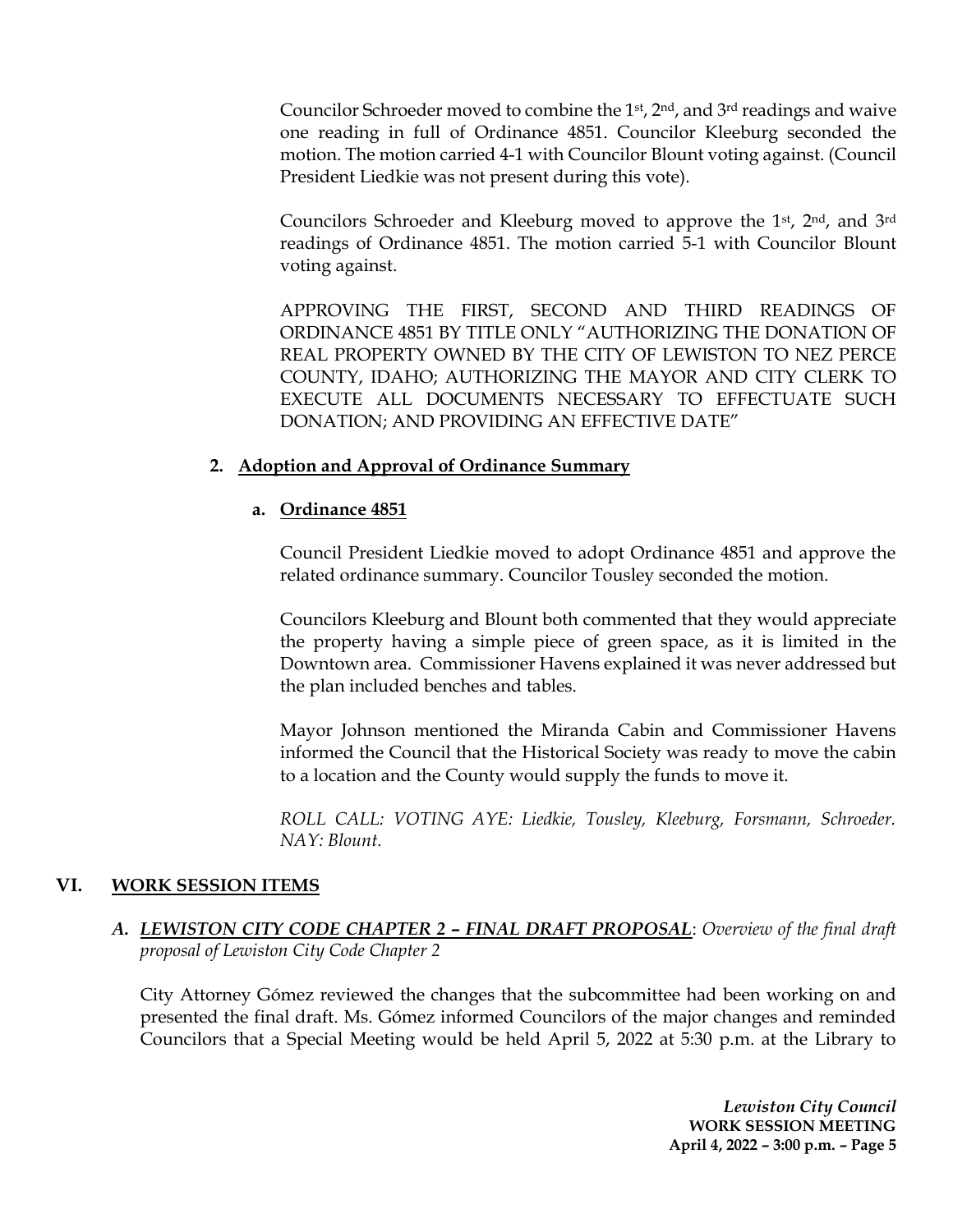Councilor Schroeder moved to combine the 1st, 2nd, and 3rd readings and waive one reading in full of Ordinance 4851. Councilor Kleeburg seconded the motion. The motion carried 4-1 with Councilor Blount voting against. (Council President Liedkie was not present during this vote).

Councilors Schroeder and Kleeburg moved to approve the 1st, 2nd, and 3rd readings of Ordinance 4851. The motion carried 5-1 with Councilor Blount voting against.

APPROVING THE FIRST, SECOND AND THIRD READINGS OF ORDINANCE 4851 BY TITLE ONLY "AUTHORIZING THE DONATION OF REAL PROPERTY OWNED BY THE CITY OF LEWISTON TO NEZ PERCE COUNTY, IDAHO; AUTHORIZING THE MAYOR AND CITY CLERK TO EXECUTE ALL DOCUMENTS NECESSARY TO EFFECTUATE SUCH DONATION; AND PROVIDING AN EFFECTIVE DATE"

**2. Adoption and Approval of Ordinance Summary**

**a. Ordinance 4851**

Council President Liedkie moved to adopt Ordinance 4851 and approve the related ordinance summary. Councilor Tousley seconded the motion.

Councilors Kleeburg and Blount both commented that they would appreciate the property having a simple piece of green space, as it is limited in the Downtown area. Commissioner Havens explained it was never addressed but the plan included benches and tables.

Mayor Johnson mentioned the Miranda Cabin and Commissioner Havens informed the Council that the Historical Society was ready to move the cabin to a location and the County would supply the funds to move it.

*ROLL CALL: VOTING AYE: Liedkie, Tousley, Kleeburg, Forsmann, Schroeder. NAY: Blount.*

## VI. WORK SESSION ITEMS

### *A. LEWISTON CITY CODE CHAPTER 2 – FINAL DRAFT PROPOSAL*: *Overview of the final draft proposal of Lewiston City Code Chapter 2*

City Attorney Gómez reviewed the changes that the subcommittee had been working on and presented the final draft. Ms. Gómez informed Councilors of the major changes and reminded Councilors that a Special Meeting would be held April 5, 2022 at 5:30 p.m. at the Library to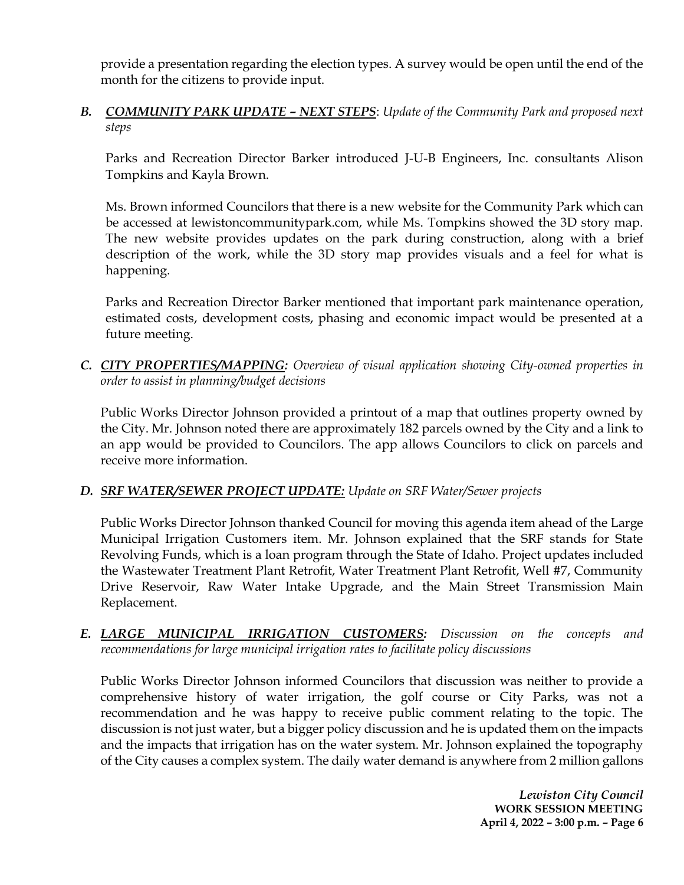provide a presentation regarding the election types. A survey would be open until the end of the month for the citizens to provide input.

***B. <u>COMMUNITY PARK UPDATE – NEXT STEPS</u>***: *Update of the Community Park and proposed next steps*

Parks and Recreation Director Barker introduced J-U-B Engineers, Inc. consultants Alison Tompkins and Kayla Brown.

Ms. Brown informed Councilors that there is a new website for the Community Park which can be accessed at lewistoncommunitypark.com, while Ms. Tompkins showed the 3D story map. The new website provides updates on the park during construction, along with a brief description of the work, while the 3D story map provides visuals and a feel for what is happening.

Parks and Recreation Director Barker mentioned that important park maintenance operation, estimated costs, development costs, phasing and economic impact would be presented at a future meeting.

***C. <u>CITY PROPERTIES/MAPPING</u>:*** *Overview of visual application showing City-owned properties in order to assist in planning/budget decisions*

Public Works Director Johnson provided a printout of a map that outlines property owned by the City. Mr. Johnson noted there are approximately 182 parcels owned by the City and a link to an app would be provided to Councilors. The app allows Councilors to click on parcels and receive more information.

***D. <u>SRF WATER/SEWER PROJECT UPDATE:</u>*** *Update on SRF Water/Sewer projects*

Public Works Director Johnson thanked Council for moving this agenda item ahead of the Large Municipal Irrigation Customers item. Mr. Johnson explained that the SRF stands for State Revolving Funds, which is a loan program through the State of Idaho. Project updates included the Wastewater Treatment Plant Retrofit, Water Treatment Plant Retrofit, Well #7, Community Drive Reservoir, Raw Water Intake Upgrade, and the Main Street Transmission Main Replacement.

***E. <u>LARGE MUNICIPAL IRRIGATION CUSTOMERS</u>:*** *Discussion on the concepts and recommendations for large municipal irrigation rates to facilitate policy discussions*

Public Works Director Johnson informed Councilors that discussion was neither to provide a comprehensive history of water irrigation, the golf course or City Parks, was not a recommendation and he was happy to receive public comment relating to the topic. The discussion is not just water, but a bigger policy discussion and he is updated them on the impacts and the impacts that irrigation has on the water system. Mr. Johnson explained the topography of the City causes a complex system. The daily water demand is anywhere from 2 million gallons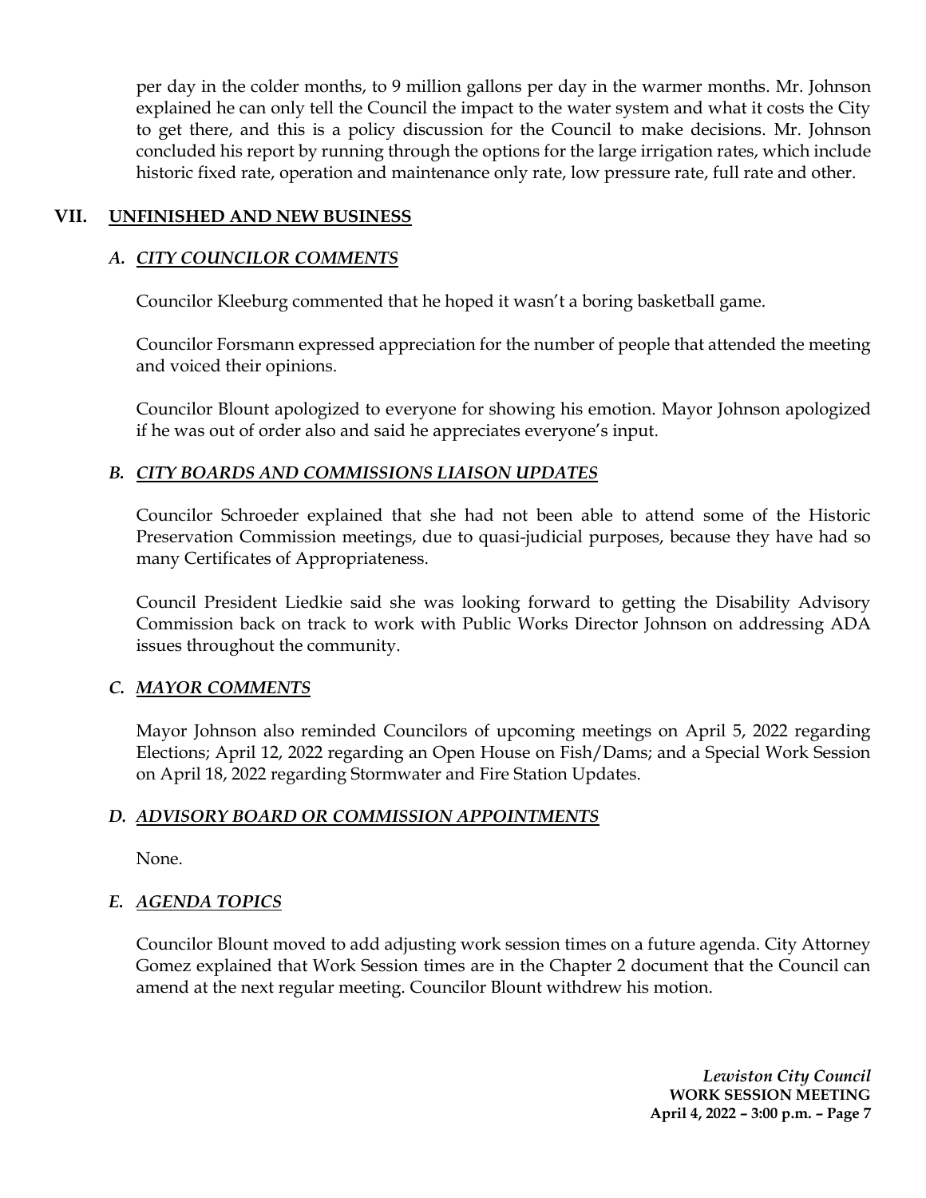per day in the colder months, to 9 million gallons per day in the warmer months. Mr. Johnson explained he can only tell the Council the impact to the water system and what it costs the City to get there, and this is a policy discussion for the Council to make decisions. Mr. Johnson concluded his report by running through the options for the large irrigation rates, which include historic fixed rate, operation and maintenance only rate, low pressure rate, full rate and other.

## VII. UNFINISHED AND NEW BUSINESS

### *A. CITY COUNCILOR COMMENTS*

Councilor Kleeburg commented that he hoped it wasn't a boring basketball game.

Councilor Forsmann expressed appreciation for the number of people that attended the meeting and voiced their opinions.

Councilor Blount apologized to everyone for showing his emotion. Mayor Johnson apologized if he was out of order also and said he appreciates everyone's input.

### *B. CITY BOARDS AND COMMISSIONS LIAISON UPDATES*

Councilor Schroeder explained that she had not been able to attend some of the Historic Preservation Commission meetings, due to quasi-judicial purposes, because they have had so many Certificates of Appropriateness.

Council President Liedkie said she was looking forward to getting the Disability Advisory Commission back on track to work with Public Works Director Johnson on addressing ADA issues throughout the community.

### *C. MAYOR COMMENTS*

Mayor Johnson also reminded Councilors of upcoming meetings on April 5, 2022 regarding Elections; April 12, 2022 regarding an Open House on Fish/Dams; and a Special Work Session on April 18, 2022 regarding Stormwater and Fire Station Updates.

### *D. ADVISORY BOARD OR COMMISSION APPOINTMENTS*

None.

### *E. AGENDA TOPICS*

Councilor Blount moved to add adjusting work session times on a future agenda. City Attorney Gomez explained that Work Session times are in the Chapter 2 document that the Council can amend at the next regular meeting. Councilor Blount withdrew his motion.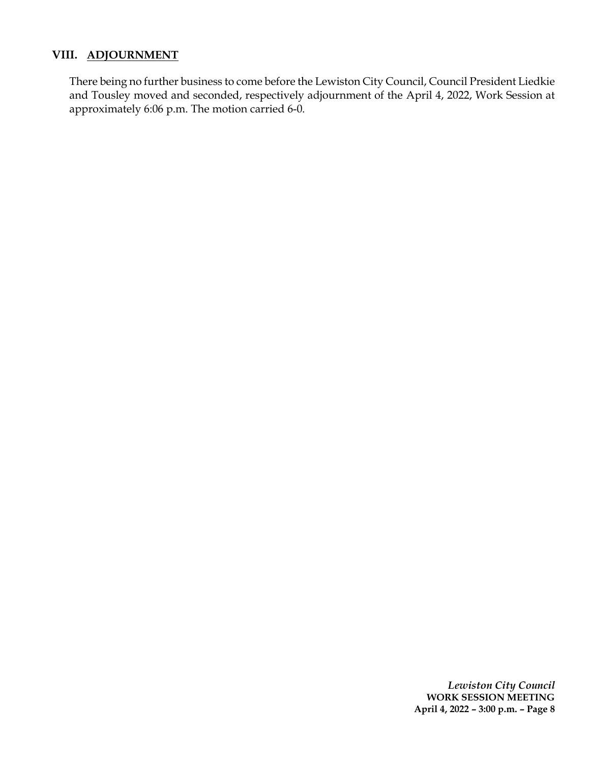## VIII. ADJOURNMENT

There being no further business to come before the Lewiston City Council, Council President Liedkie and Tousley moved and seconded, respectively adjournment of the April 4, 2022, Work Session at approximately 6:06 p.m. The motion carried 6-0.